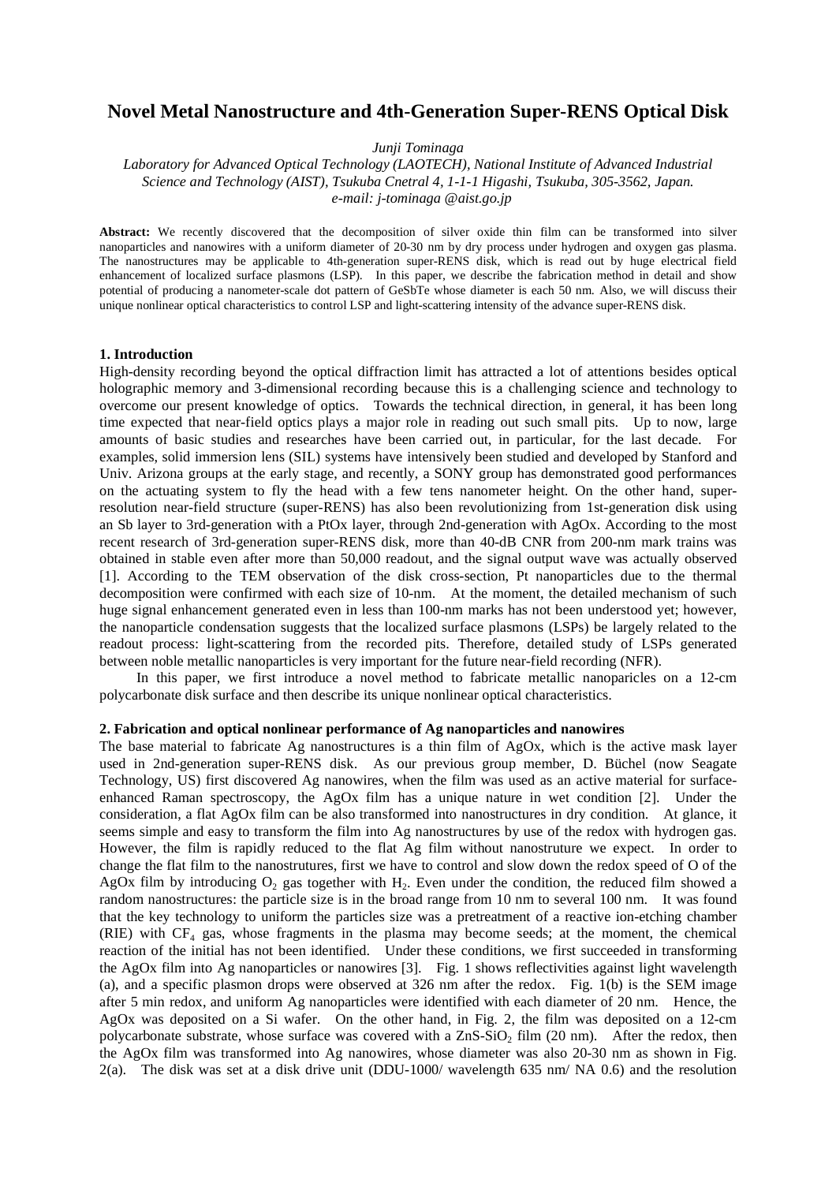# Novel Metal Nanostructure and 4th-Generation Super-RENS Optical Disk

*Junji Tominaga*

*Laboratory for Advanced Optical Technology (LAOTECH), National Institute of Advanced Industrial Science and Technology (AIST), Tsukuba Cnetral 4, 1-1-1 Higashi, Tsukuba, 305-3562, Japan.*
*e-mail: j-tominaga @aist.go.jp*

**Abstract:** We recently discovered that the decomposition of silver oxide thin film can be transformed into silver nanoparticles and nanowires with a uniform diameter of 20-30 nm by dry process under hydrogen and oxygen gas plasma. The nanostructures may be applicable to 4th-generation super-RENS disk, which is read out by huge electrical field enhancement of localized surface plasmons (LSP). In this paper, we describe the fabrication method in detail and show potential of producing a nanometer-scale dot pattern of GeSbTe whose diameter is each 50 nm. Also, we will discuss their unique nonlinear optical characteristics to control LSP and light-scattering intensity of the advance super-RENS disk.

## 1. Introduction

High-density recording beyond the optical diffraction limit has attracted a lot of attentions besides optical holographic memory and 3-dimensional recording because this is a challenging science and technology to overcome our present knowledge of optics. Towards the technical direction, in general, it has been long time expected that near-field optics plays a major role in reading out such small pits. Up to now, large amounts of basic studies and researches have been carried out, in particular, for the last decade. For examples, solid immersion lens (SIL) systems have intensively been studied and developed by Stanford and Univ. Arizona groups at the early stage, and recently, a SONY group has demonstrated good performances on the actuating system to fly the head with a few tens nanometer height. On the other hand, super-resolution near-field structure (super-RENS) has also been revolutionizing from 1st-generation disk using an Sb layer to 3rd-generation with a PtOx layer, through 2nd-generation with AgOx. According to the most recent research of 3rd-generation super-RENS disk, more than 40-dB CNR from 200-nm mark trains was obtained in stable even after more than 50,000 readout, and the signal output wave was actually observed [1]. According to the TEM observation of the disk cross-section, Pt nanoparticles due to the thermal decomposition were confirmed with each size of 10-nm. At the moment, the detailed mechanism of such huge signal enhancement generated even in less than 100-nm marks has not been understood yet; however, the nanoparticle condensation suggests that the localized surface plasmons (LSPs) be largely related to the readout process: light-scattering from the recorded pits. Therefore, detailed study of LSPs generated between noble metallic nanoparticles is very important for the future near-field recording (NFR).

In this paper, we first introduce a novel method to fabricate metallic nanoparicles on a 12-cm polycarbonate disk surface and then describe its unique nonlinear optical characteristics.

## 2. Fabrication and optical nonlinear performance of Ag nanoparticles and nanowires

The base material to fabricate Ag nanostructures is a thin film of AgOx, which is the active mask layer used in 2nd-generation super-RENS disk. As our previous group member, D. Büchel (now Seagate Technology, US) first discovered Ag nanowires, when the film was used as an active material for surface-enhanced Raman spectroscopy, the AgOx film has a unique nature in wet condition [2]. Under the consideration, a flat AgOx film can be also transformed into nanostructures in dry condition. At glance, it seems simple and easy to transform the film into Ag nanostructures by use of the redox with hydrogen gas. However, the film is rapidly reduced to the flat Ag film without nanostruture we expect. In order to change the flat film to the nanostructures, first we have to control and slow down the redox speed of O of the AgOx film by introducing $O_2$ gas together with $H_2$. Even under the condition, the reduced film showed a random nanostructures: the particle size is in the broad range from 10 nm to several 100 nm. It was found that the key technology to uniform the particles size was a pretreatment of a reactive ion-etching chamber (RIE) with $CF_4$ gas, whose fragments in the plasma may become seeds; at the moment, the chemical reaction of the initial has not been identified. Under these conditions, we first succeeded in transforming the AgOx film into Ag nanoparticles or nanowires [3]. Fig. 1 shows reflectivities against light wavelength (a), and a specific plasmon drops were observed at 326 nm after the redox. Fig. 1(b) is the SEM image after 5 min redox, and uniform Ag nanoparticles were identified with each diameter of 20 nm. Hence, the AgOx was deposited on a Si wafer. On the other hand, in Fig. 2, the film was deposited on a 12-cm polycarbonate substrate, whose surface was covered with a $ZnS\text{-}SiO_2$ film (20 nm). After the redox, then the AgOx film was transformed into Ag nanowires, whose diameter was also 20-30 nm as shown in Fig. 2(a). The disk was set at a disk drive unit (DDU-1000/ wavelength 635 nm/ NA 0.6) and the resolution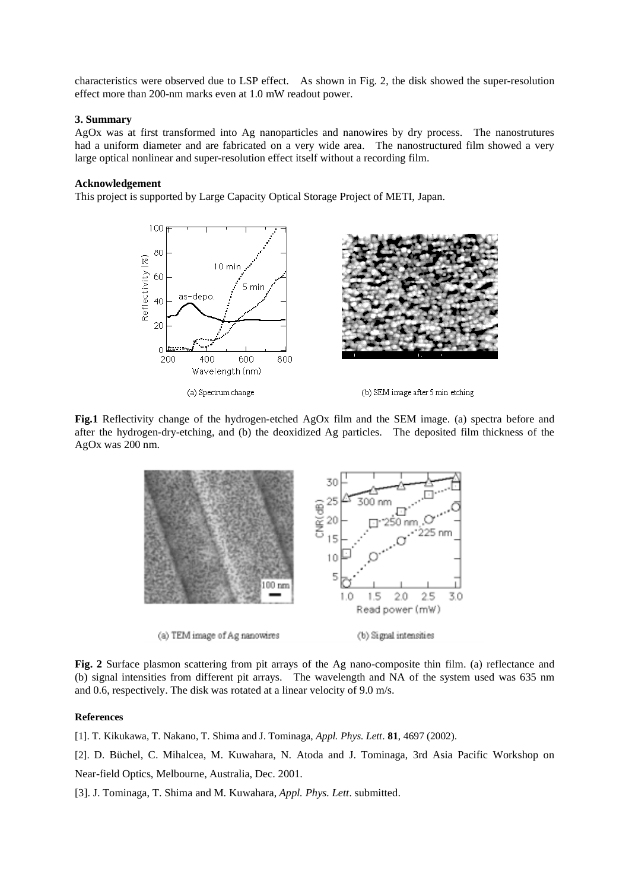characteristics were observed due to LSP effect. As shown in Fig. 2, the disk showed the super-resolution effect more than 200-nm marks even at 1.0 mW readout power.

### 3. Summary

AgOx was at first transformed into Ag nanoparticles and nanowires by dry process. The nanostrutures had a uniform diameter and are fabricated on a very wide area. The nanostructured film showed a very large optical nonlinear and super-resolution effect itself without a recording film.

### Acknowledgement

This project is supported by Large Capacity Optical Storage Project of METI, Japan.

Reflectivity (%)
100
80
60
40
20
0
200 400 600 800
Wavelength (nm)
10 min
5 min
as-depo.

(a) Spectrum change

(b) SEM image after 5 min etching

**Fig.1** Reflectivity change of the hydrogen-etched AgOx film and the SEM image. (a) spectra before and after the hydrogen-dry-etching, and (b) the deoxidized Ag particles. The deposited film thickness of the AgOx was 200 nm.

100 nm

(a) TEM image of Ag nanowires

CNR(dB)
30
25
20
15
10
5
1.0 1.5 2.0 2.5 3.0
Read power (mW)
300 nm
250 nm
225 nm

(b) Signal intensities

**Fig. 2** Surface plasmon scattering from pit arrays of the Ag nano-composite thin film. (a) reflectance and (b) signal intensities from different pit arrays. The wavelength and NA of the system used was 635 nm and 0.6, respectively. The disk was rotated at a linear velocity of 9.0 m/s.

### References

[1]. T. Kikukawa, T. Nakano, T. Shima and J. Tominaga, *Appl. Phys. Lett*. **81**, 4697 (2002).

[2]. D. Büchel, C. Mihalcea, M. Kuwahara, N. Atoda and J. Tominaga, 3rd Asia Pacific Workshop on Near-field Optics, Melbourne, Australia, Dec. 2001.

[3]. J. Tominaga, T. Shima and M. Kuwahara, *Appl. Phys. Lett*. submitted.